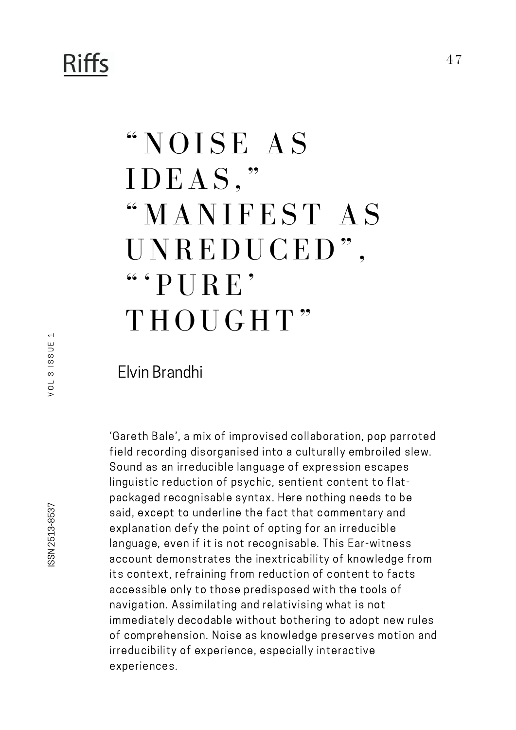# "NOISE AS IDEAS," "MANIFEST AS UNREDUCED", "'PURE' THOUGHT"

Elvin Brandhi

'Gareth Bale', a mix of improvised collaboration, pop parroted field recording disorganised into a culturally embroiled slew. Sound as an irreducible language of expression escapes linguistic reduction of psychic, sentient content to flat-packaged recognisable syntax. Here nothing needs to be said, except to underline the fact that commentary and explanation defy the point of opting for an irreducible language, even if it is not recognisable. This Ear-witness account demonstrates the inextricability of knowledge from its context, refraining from reduction of content to facts accessible only to those predisposed with the tools of navigation. Assimilating and relativising what is not immediately decodable without bothering to adopt new rules of comprehension. Noise as knowledge preserves motion and irreducibility of experience, especially interactive experiences.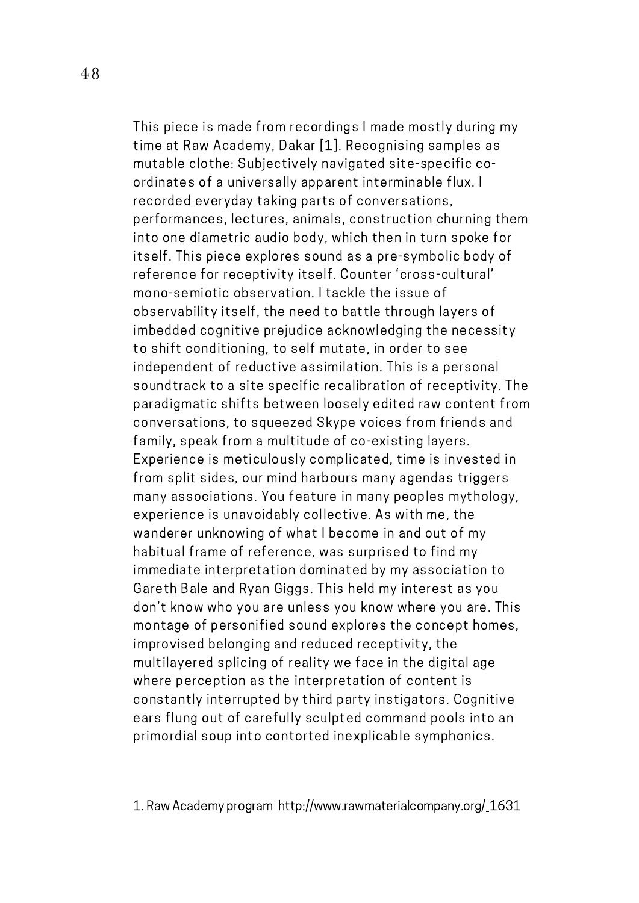This piece is made from recordings I made mostly during my time at Raw Academy, Dakar [1]. Recognising samples as mutable clothe: Subjectively navigated site-specific co-ordinates of a universally apparent interminable flux. I recorded everyday taking parts of conversations, performances, lectures, animals, construction churning them into one diametric audio body, which then in turn spoke for itself. This piece explores sound as a pre-symbolic body of reference for receptivity itself. Counter 'cross-cultural' mono-semiotic observation. I tackle the issue of observability itself, the need to battle through layers of imbedded cognitive prejudice acknowledging the necessity to shift conditioning, to self mutate, in order to see independent of reductive assimilation. This is a personal soundtrack to a site specific recalibration of receptivity. The paradigmatic shifts between loosely edited raw content from conversations, to squeezed Skype voices from friends and family, speak from a multitude of co-existing layers. Experience is meticulously complicated, time is invested in from split sides, our mind harbours many agendas triggers many associations. You feature in many peoples mythology, experience is unavoidably collective. As with me, the wanderer unknowing of what I become in and out of my habitual frame of reference, was surprised to find my immediate interpretation dominated by my association to Gareth Bale and Ryan Giggs. This held my interest as you don't know who you are unless you know where you are. This montage of personified sound explores the concept homes, improvised belonging and reduced receptivity, the multilayered splicing of reality we face in the digital age where perception as the interpretation of content is constantly interrupted by third party instigators. Cognitive ears flung out of carefully sculpted command pools into an primordial soup into contorted inexplicable symphonics.

1. Raw Academy program http://www.rawmaterialcompany.org/_1631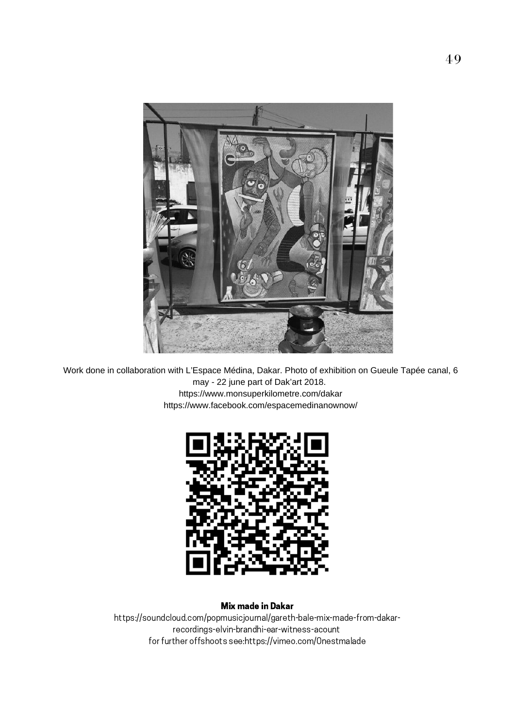Work done in collaboration with L'Espace Médina, Dakar. Photo of exhibition on Gueule Tapée canal, 6 may - 22 june part of Dak'art 2018.
https://www.monsuperkilometre.com/dakar
https://www.facebook.com/espacemedinanownow/

**Mix made in Dakar**

https://soundcloud.com/popmusicjournal/gareth-bale-mix-made-from-dakar-recordings-elvin-brandhi-ear-witness-acount
for further offshoots see:https://vimeo.com/0nestmalade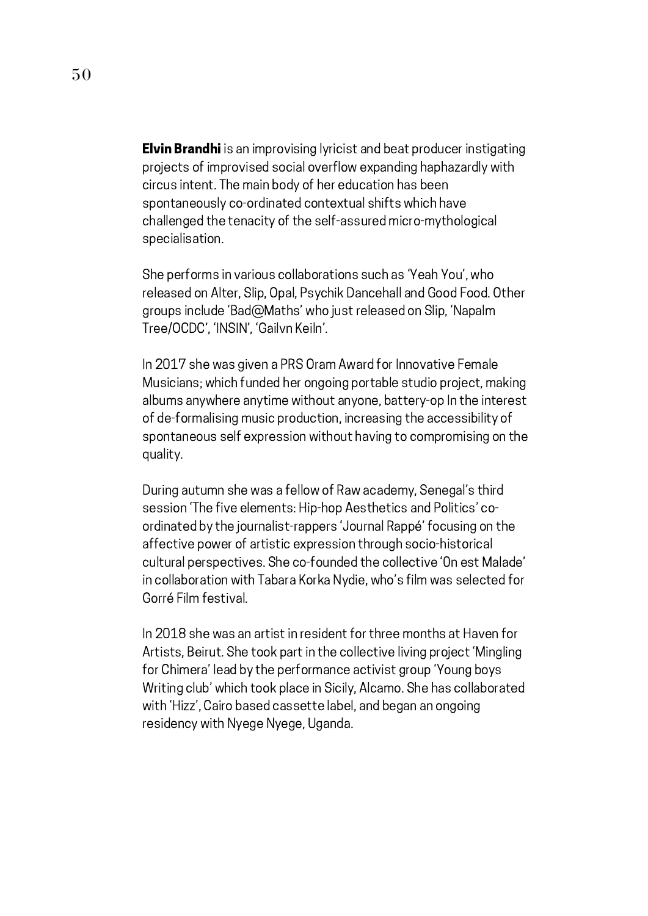**Elvin Brandhi** is an improvising lyricist and beat producer instigating projects of improvised social overflow expanding haphazardly with circus intent. The main body of her education has been spontaneously co-ordinated contextual shifts which have challenged the tenacity of the self-assured micro-mythological specialisation.

She performs in various collaborations such as 'Yeah You', who released on Alter, Slip, Opal, Psychik Dancehall and Good Food. Other groups include 'Bad@Maths' who just released on Slip, 'Napalm Tree/OCDC', 'INSIN', 'Gailvn Keiln'.

In 2017 she was given a PRS Oram Award for Innovative Female Musicians; which funded her ongoing portable studio project, making albums anywhere anytime without anyone, battery-op In the interest of de-formalising music production, increasing the accessibility of spontaneous self expression without having to compromising on the quality.

During autumn she was a fellow of Raw academy, Senegal's third session 'The five elements: Hip-hop Aesthetics and Politics' co-ordinated by the journalist-rappers 'Journal Rappé' focusing on the affective power of artistic expression through socio-historical cultural perspectives. She co-founded the collective 'On est Malade' in collaboration with Tabara Korka Nydie, who's film was selected for Gorré Film festival.

In 2018 she was an artist in resident for three months at Haven for Artists, Beirut. She took part in the collective living project 'Mingling for Chimera' lead by the performance activist group 'Young boys Writing club' which took place in Sicily, Alcamo. She has collaborated with 'Hizz', Cairo based cassette label, and began an ongoing residency with Nyege Nyege, Uganda.